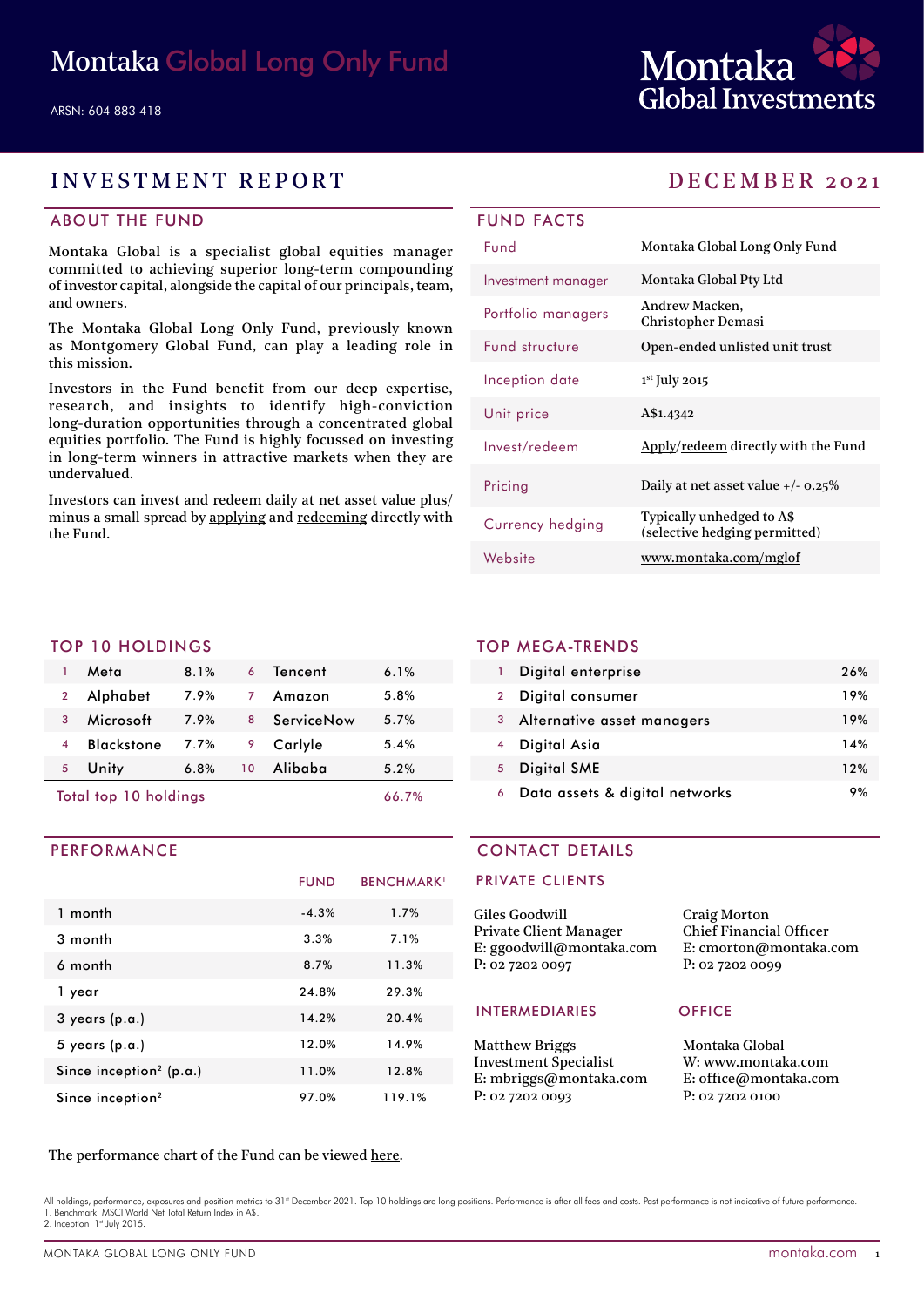# Montaka Global Long Only Fund

ARSN: 604 883 418

Montaka Global Investments

## INVESTMENT REPORT — DECEMBER 2021

### ABOUT THE FUND

Montaka Global is a specialist global equities manager committed to achieving superior long-term compounding of investor capital, alongside the capital of our principals, team, and owners.

The Montaka Global Long Only Fund, previously known as Montgomery Global Fund, can play a leading role in this mission.

Investors in the Fund benefit from our deep expertise, research, and insights to identify high-conviction long-duration opportunities through a concentrated global equities portfolio. The Fund is highly focussed on investing in long-term winners in attractive markets when they are undervalued.

Investors can invest and redeem daily at net asset value plus/minus a small spread by applying and redeeming directly with the Fund.

### FUND FACTS

| | |
|---|---|
| Fund | Montaka Global Long Only Fund |
| Investment manager | Montaka Global Pty Ltd |
| Portfolio managers | Andrew Macken, Christopher Demasi |
| Fund structure | Open-ended unlisted unit trust |
| Inception date | 1st July 2015 |
| Unit price | A$1.4342 |
| Invest/redeem | Apply/redeem directly with the Fund |
| Pricing | Daily at net asset value +/- 0.25% |
| Currency hedging | Typically unhedged to A$ (selective hedging permitted) |
| Website | www.montaka.com/mglof |

### TOP 10 HOLDINGS

| # | Holding | % | # | Holding | % |
|---|---|---|---|---|---|
| 1 | Meta | 8.1% | 6 | Tencent | 6.1% |
| 2 | Alphabet | 7.9% | 7 | Amazon | 5.8% |
| 3 | Microsoft | 7.9% | 8 | ServiceNow | 5.7% |
| 4 | Blackstone | 7.7% | 9 | Carlyle | 5.4% |
| 5 | Unity | 6.8% | 10 | Alibaba | 5.2% |
| Total top 10 holdings | | | | | 66.7% |

### TOP MEGA-TRENDS

| # | Mega-trend | % |
|---|---|---|
| 1 | Digital enterprise | 26% |
| 2 | Digital consumer | 19% |
| 3 | Alternative asset managers | 19% |
| 4 | Digital Asia | 14% |
| 5 | Digital SME | 12% |
| 6 | Data assets & digital networks | 9% |

### PERFORMANCE

| | FUND | BENCHMARK[1] |
|---|---|---|
| 1 month | -4.3% | 1.7% |
| 3 month | 3.3% | 7.1% |
| 6 month | 8.7% | 11.3% |
| 1 year | 24.8% | 29.3% |
| 3 years (p.a.) | 14.2% | 20.4% |
| 5 years (p.a.) | 12.0% | 14.9% |
| Since inception[2] (p.a.) | 11.0% | 12.8% |
| Since inception[2] | 97.0% | 119.1% |

The performance chart of the Fund can be viewed here.

### CONTACT DETAILS

#### PRIVATE CLIENTS

Giles Goodwill
Private Client Manager
E: ggoodwill@montaka.com
P: 02 7202 0097

Craig Morton
Chief Financial Officer
E: cmorton@montaka.com
P: 02 7202 0099

#### INTERMEDIARIES

Matthew Briggs
Investment Specialist
E: mbriggs@montaka.com
P: 02 7202 0093

#### OFFICE

Montaka Global
W: www.montaka.com
E: office@montaka.com
P: 02 7202 0100

All holdings, performance, exposures and position metrics to 31st December 2021. Top 10 holdings are long positions. Performance is after all fees and costs. Past performance is not indicative of future performance.
1. Benchmark MSCI World Net Total Return Index in A$.
2. Inception 1st July 2015.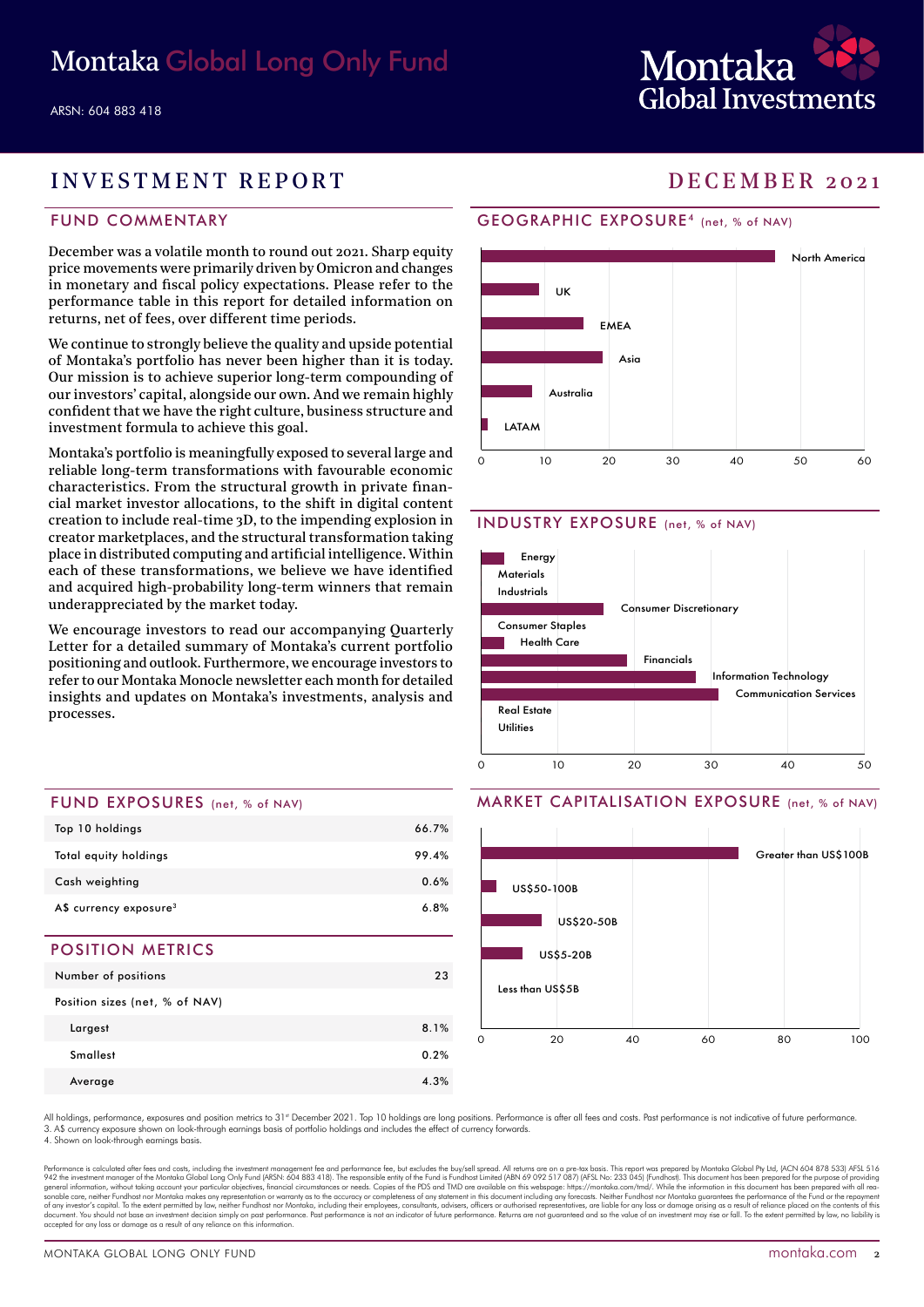# Montaka Global Long Only Fund

ARSN: 604 883 418

Montaka Global Investments

# INVESTMENT REPORT

# DECEMBER 2021

## FUND COMMENTARY

December was a volatile month to round out 2021. Sharp equity price movements were primarily driven by Omicron and changes in monetary and fiscal policy expectations. Please refer to the performance table in this report for detailed information on returns, net of fees, over different time periods.

We continue to strongly believe the quality and upside potential of Montaka's portfolio has never been higher than it is today. Our mission is to achieve superior long-term compounding of our investors' capital, alongside our own. And we remain highly confident that we have the right culture, business structure and investment formula to achieve this goal.

Montaka's portfolio is meaningfully exposed to several large and reliable long-term transformations with favourable economic characteristics. From the structural growth in private financial market investor allocations, to the shift in digital content creation to include real-time 3D, to the impending explosion in creator marketplaces, and the structural transformation taking place in distributed computing and artificial intelligence. Within each of these transformations, we believe we have identified and acquired high-probability long-term winners that remain underappreciated by the market today.

We encourage investors to read our accompanying Quarterly Letter for a detailed summary of Montaka's current portfolio positioning and outlook. Furthermore, we encourage investors to refer to our Montaka Monocle newsletter each month for detailed insights and updates on Montaka's investments, analysis and processes.

## GEOGRAPHIC EXPOSURE[4] (net, % of NAV)

North America
UK
EMEA
Asia
Australia
LATAM

0 10 20 30 40 50 60

## INDUSTRY EXPOSURE (net, % of NAV)

Energy
Materials
Industrials
Consumer Discretionary
Consumer Staples
Health Care
Financials
Information Technology
Communication Services
Real Estate
Utilities

0 10 20 30 40 50

## FUND EXPOSURES (net, % of NAV)

| | |
|---|---|
| Top 10 holdings | 66.7% |
| Total equity holdings | 99.4% |
| Cash weighting | 0.6% |
| A$ currency exposure[3] | 6.8% |

## POSITION METRICS

| | |
|---|---|
| Number of positions | 23 |
| Position sizes (net, % of NAV) | |
| Largest | 8.1% |
| Smallest | 0.2% |
| Average | 4.3% |

## MARKET CAPITALISATION EXPOSURE (net, % of NAV)

Greater than US$100B
US$50-100B
US$20-50B
US$5-20B
Less than US$5B

0 20 40 60 80 100

All holdings, performance, exposures and position metrics to 31st December 2021. Top 10 holdings are long positions. Performance is after all fees and costs. Past performance is not indicative of future performance.
3. A$ currency exposure shown on look-through earnings basis of portfolio holdings and includes the effect of currency forwards.
4. Shown on look-through earnings basis.

Performance is calculated after fees and costs, including the investment management fee and performance fee, but excludes the buy/sell spread. All returns are on a pre-tax basis. This report was prepared by Montaka Global Pty Ltd, (ACN 604 878 533) AFSL 516 942 the investment manager of the Montaka Global Long Only Fund (ARSN: 604 883 418). The responsible entity of the Fund is Fundhost Limited (ABN 69 092 517 087) (AFSL No: 233 045) (Fundhost). This document has been prepared for the purpose of providing general information, without taking account your particular objectives, financial circumstances or needs. Copies of the PDS and TMD are available on this webpage: https://montaka.com/tmd/. While the information in this document has been prepared with all reasonable care, neither Fundhost nor Montaka makes any representation or warranty as to the accuracy or completeness of any statement in this document including any forecasts. Neither Fundhost nor Montaka guarantees the performance of the Fund or the repayment of any investor's capital. To the extent permitted by law, neither Fundhost nor Montaka, including their employees, consultants, advisers, officers or authorised representatives, are liable for any loss or damage arising as a result of reliance placed on the contents of this document. You should not base an investment decision simply on past performance. Past performance is not an indicator of future performance. Returns are not guaranteed and so the value of an investment may rise or fall. To the extent permitted by law, no liability is accepted for any loss or damage as a result of any reliance on this information.